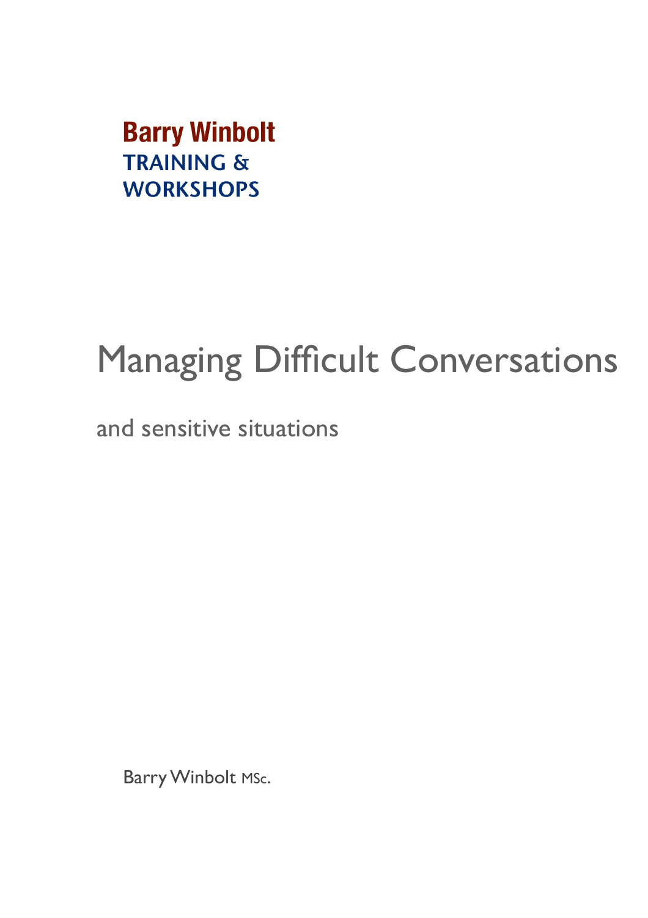**Barry Winbolt**
**TRAINING &**
**WORKSHOPS**

# Managing Difficult Conversations

## and sensitive situations

Barry Winbolt MSc.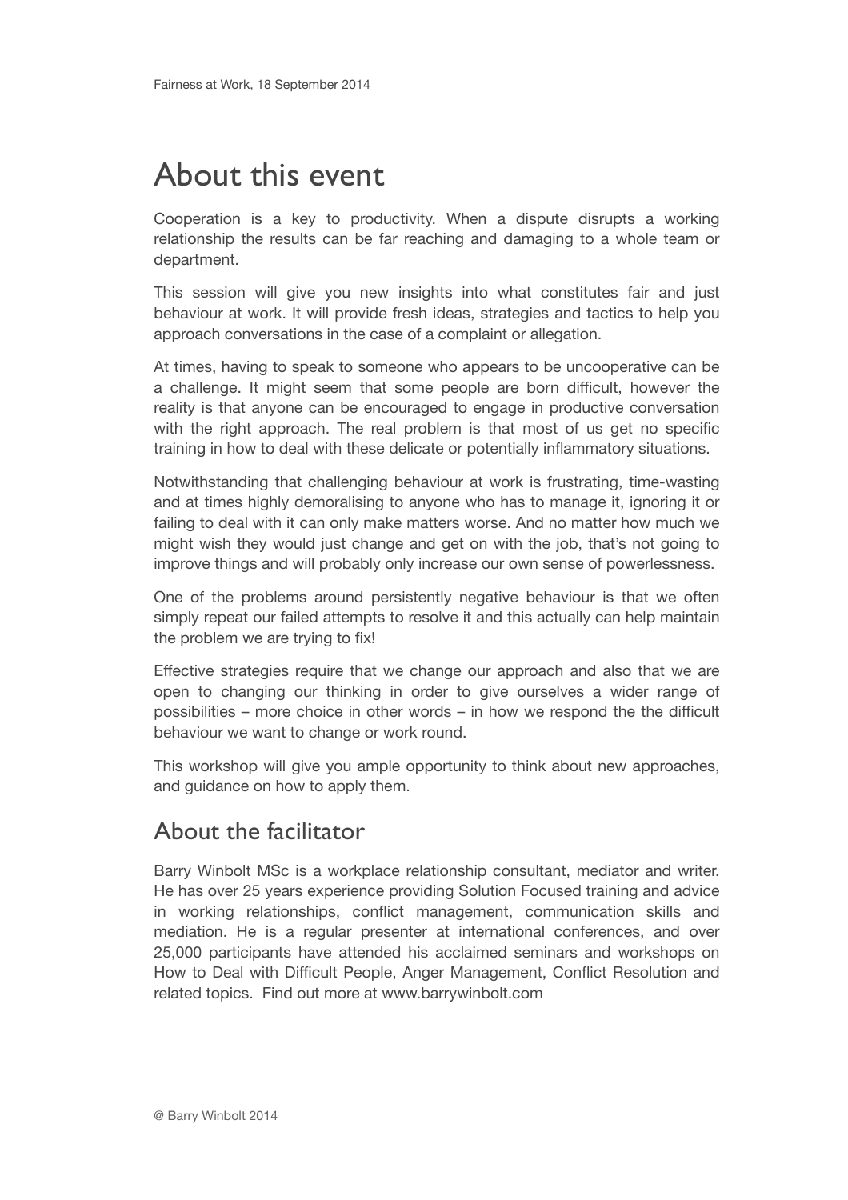# About this event

Cooperation is a key to productivity. When a dispute disrupts a working relationship the results can be far reaching and damaging to a whole team or department.

This session will give you new insights into what constitutes fair and just behaviour at work. It will provide fresh ideas, strategies and tactics to help you approach conversations in the case of a complaint or allegation.

At times, having to speak to someone who appears to be uncooperative can be a challenge. It might seem that some people are born difficult, however the reality is that anyone can be encouraged to engage in productive conversation with the right approach. The real problem is that most of us get no specific training in how to deal with these delicate or potentially inflammatory situations.

Notwithstanding that challenging behaviour at work is frustrating, time-wasting and at times highly demoralising to anyone who has to manage it, ignoring it or failing to deal with it can only make matters worse. And no matter how much we might wish they would just change and get on with the job, that's not going to improve things and will probably only increase our own sense of powerlessness.

One of the problems around persistently negative behaviour is that we often simply repeat our failed attempts to resolve it and this actually can help maintain the problem we are trying to fix!

Effective strategies require that we change our approach and also that we are open to changing our thinking in order to give ourselves a wider range of possibilities – more choice in other words – in how we respond the the difficult behaviour we want to change or work round.

This workshop will give you ample opportunity to think about new approaches, and guidance on how to apply them.

## About the facilitator

Barry Winbolt MSc is a workplace relationship consultant, mediator and writer. He has over 25 years experience providing Solution Focused training and advice in working relationships, conflict management, communication skills and mediation. He is a regular presenter at international conferences, and over 25,000 participants have attended his acclaimed seminars and workshops on How to Deal with Difficult People, Anger Management, Conflict Resolution and related topics. Find out more at www.barrywinbolt.com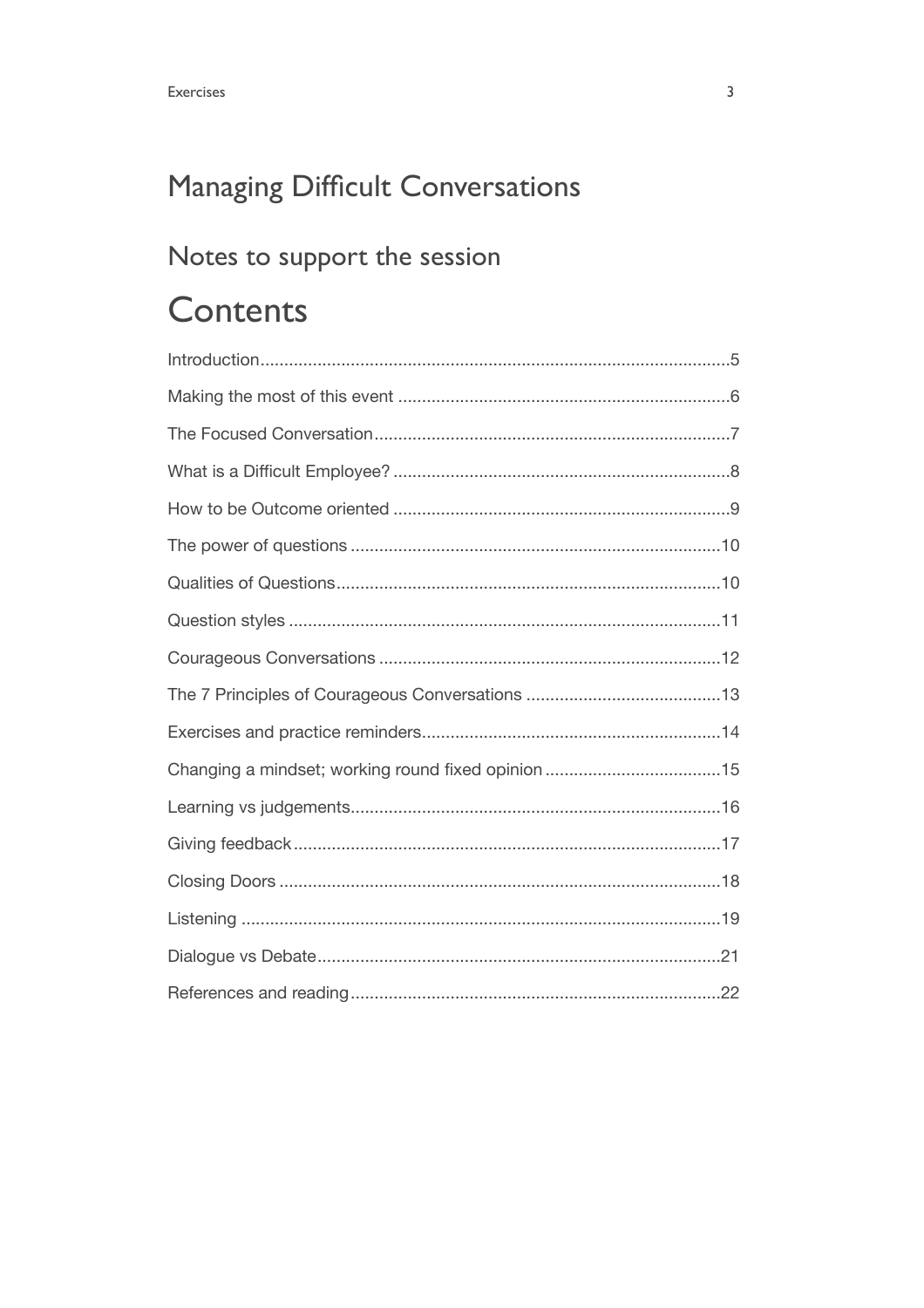# Managing Difficult Conversations

## Notes to support the session

# Contents

Introduction.....5
Making the most of this event.....6
The Focused Conversation.....7
What is a Difficult Employee?.....8
How to be Outcome oriented.....9
The power of questions.....10
Qualities of Questions.....10
Question styles.....11
Courageous Conversations.....12
The 7 Principles of Courageous Conversations.....13
Exercises and practice reminders.....14
Changing a mindset; working round fixed opinion.....15
Learning vs judgements.....16
Giving feedback.....17
Closing Doors.....18
Listening.....19
Dialogue vs Debate.....21
References and reading.....22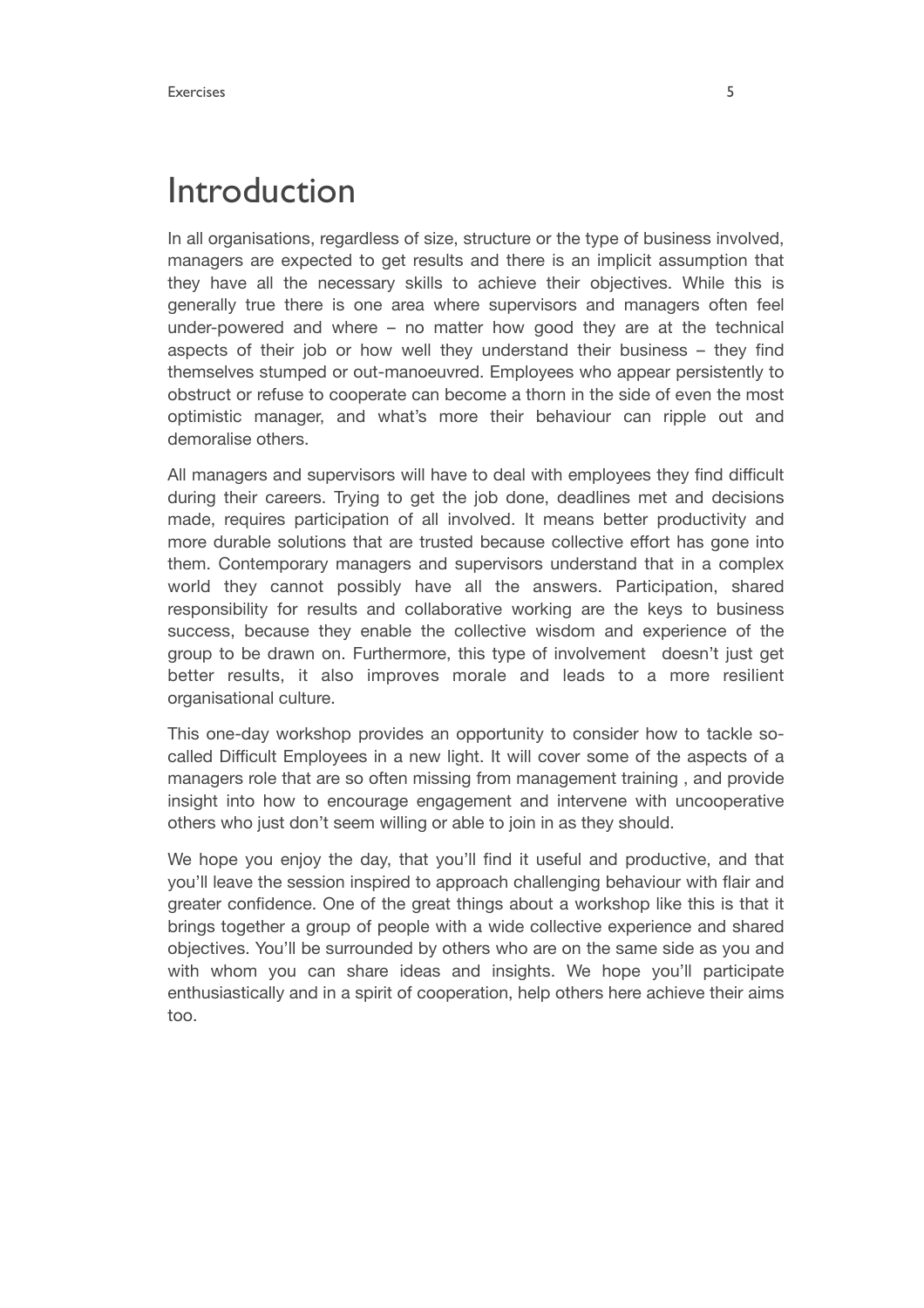# Introduction

In all organisations, regardless of size, structure or the type of business involved, managers are expected to get results and there is an implicit assumption that they have all the necessary skills to achieve their objectives. While this is generally true there is one area where supervisors and managers often feel under-powered and where – no matter how good they are at the technical aspects of their job or how well they understand their business – they find themselves stumped or out-manoeuvred. Employees who appear persistently to obstruct or refuse to cooperate can become a thorn in the side of even the most optimistic manager, and what's more their behaviour can ripple out and demoralise others.

All managers and supervisors will have to deal with employees they find difficult during their careers. Trying to get the job done, deadlines met and decisions made, requires participation of all involved. It means better productivity and more durable solutions that are trusted because collective effort has gone into them. Contemporary managers and supervisors understand that in a complex world they cannot possibly have all the answers. Participation, shared responsibility for results and collaborative working are the keys to business success, because they enable the collective wisdom and experience of the group to be drawn on. Furthermore, this type of involvement doesn't just get better results, it also improves morale and leads to a more resilient organisational culture.

This one-day workshop provides an opportunity to consider how to tackle so-called Difficult Employees in a new light. It will cover some of the aspects of a managers role that are so often missing from management training , and provide insight into how to encourage engagement and intervene with uncooperative others who just don't seem willing or able to join in as they should.

We hope you enjoy the day, that you'll find it useful and productive, and that you'll leave the session inspired to approach challenging behaviour with flair and greater confidence. One of the great things about a workshop like this is that it brings together a group of people with a wide collective experience and shared objectives. You'll be surrounded by others who are on the same side as you and with whom you can share ideas and insights. We hope you'll participate enthusiastically and in a spirit of cooperation, help others here achieve their aims too.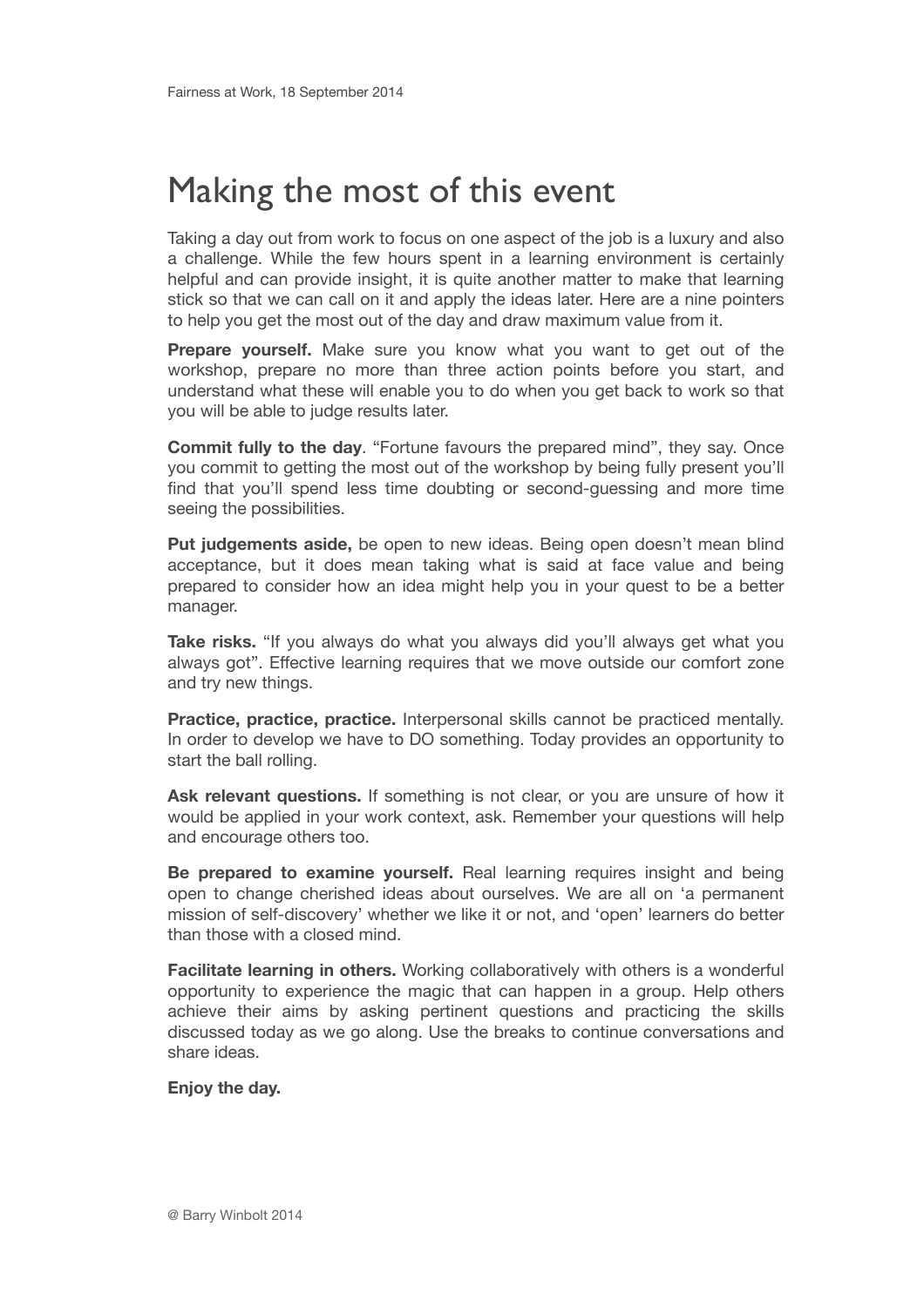# Making the most of this event

Taking a day out from work to focus on one aspect of the job is a luxury and also a challenge. While the few hours spent in a learning environment is certainly helpful and can provide insight, it is quite another matter to make that learning stick so that we can call on it and apply the ideas later. Here are a nine pointers to help you get the most out of the day and draw maximum value from it.

**Prepare yourself.** Make sure you know what you want to get out of the workshop, prepare no more than three action points before you start, and understand what these will enable you to do when you get back to work so that you will be able to judge results later.

**Commit fully to the day**. "Fortune favours the prepared mind", they say. Once you commit to getting the most out of the workshop by being fully present you'll find that you'll spend less time doubting or second-guessing and more time seeing the possibilities.

**Put judgements aside,** be open to new ideas. Being open doesn't mean blind acceptance, but it does mean taking what is said at face value and being prepared to consider how an idea might help you in your quest to be a better manager.

**Take risks.** "If you always do what you always did you'll always get what you always got". Effective learning requires that we move outside our comfort zone and try new things.

**Practice, practice, practice.** Interpersonal skills cannot be practiced mentally. In order to develop we have to DO something. Today provides an opportunity to start the ball rolling.

**Ask relevant questions.** If something is not clear, or you are unsure of how it would be applied in your work context, ask. Remember your questions will help and encourage others too.

**Be prepared to examine yourself.** Real learning requires insight and being open to change cherished ideas about ourselves. We are all on 'a permanent mission of self-discovery' whether we like it or not, and 'open' learners do better than those with a closed mind.

**Facilitate learning in others.** Working collaboratively with others is a wonderful opportunity to experience the magic that can happen in a group. Help others achieve their aims by asking pertinent questions and practicing the skills discussed today as we go along. Use the breaks to continue conversations and share ideas.

**Enjoy the day.**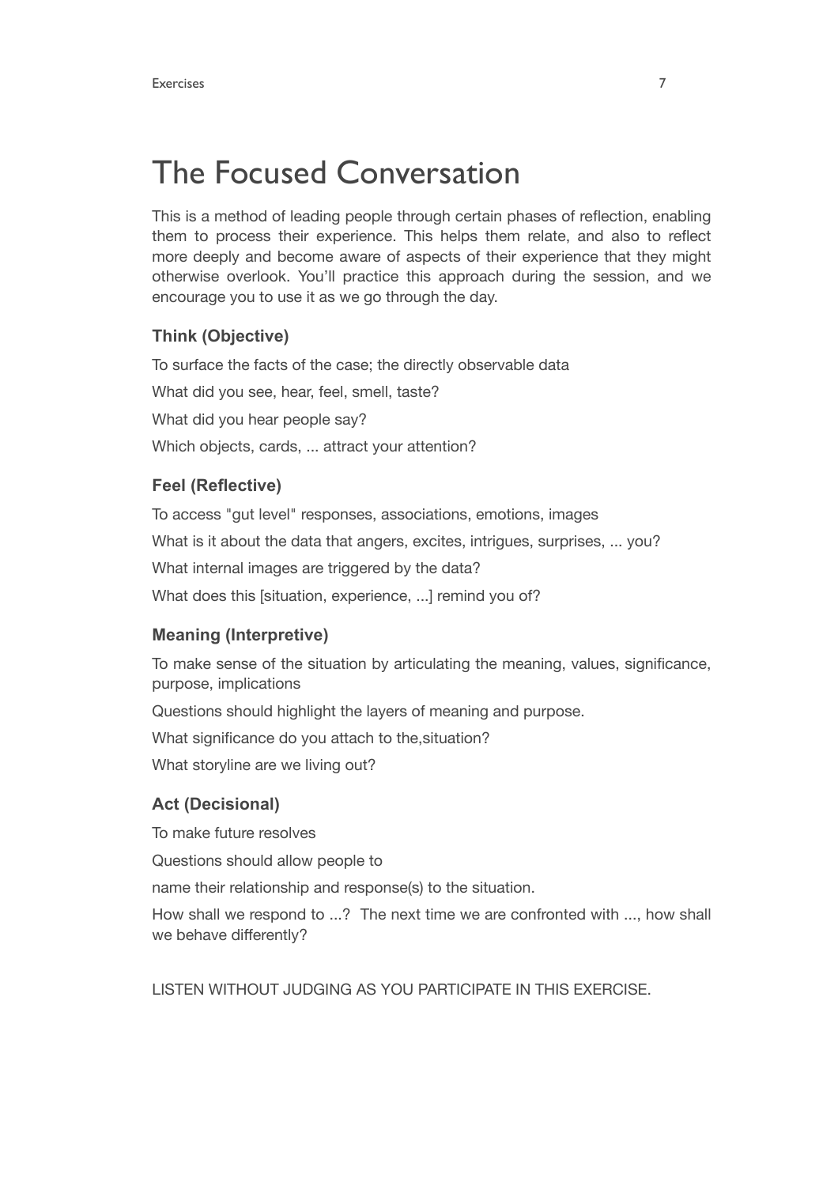# The Focused Conversation

This is a method of leading people through certain phases of reflection, enabling them to process their experience. This helps them relate, and also to reflect more deeply and become aware of aspects of their experience that they might otherwise overlook. You'll practice this approach during the session, and we encourage you to use it as we go through the day.

### Think (Objective)

To surface the facts of the case; the directly observable data

What did you see, hear, feel, smell, taste?

What did you hear people say?

Which objects, cards, ... attract your attention?

### Feel (Reflective)

To access "gut level" responses, associations, emotions, images

What is it about the data that angers, excites, intrigues, surprises, ... you?

What internal images are triggered by the data?

What does this [situation, experience, ...] remind you of?

### Meaning (Interpretive)

To make sense of the situation by articulating the meaning, values, significance, purpose, implications

Questions should highlight the layers of meaning and purpose.

What significance do you attach to the,situation?

What storyline are we living out?

### Act (Decisional)

To make future resolves

Questions should allow people to

name their relationship and response(s) to the situation.

How shall we respond to ...? The next time we are confronted with ..., how shall we behave differently?

LISTEN WITHOUT JUDGING AS YOU PARTICIPATE IN THIS EXERCISE.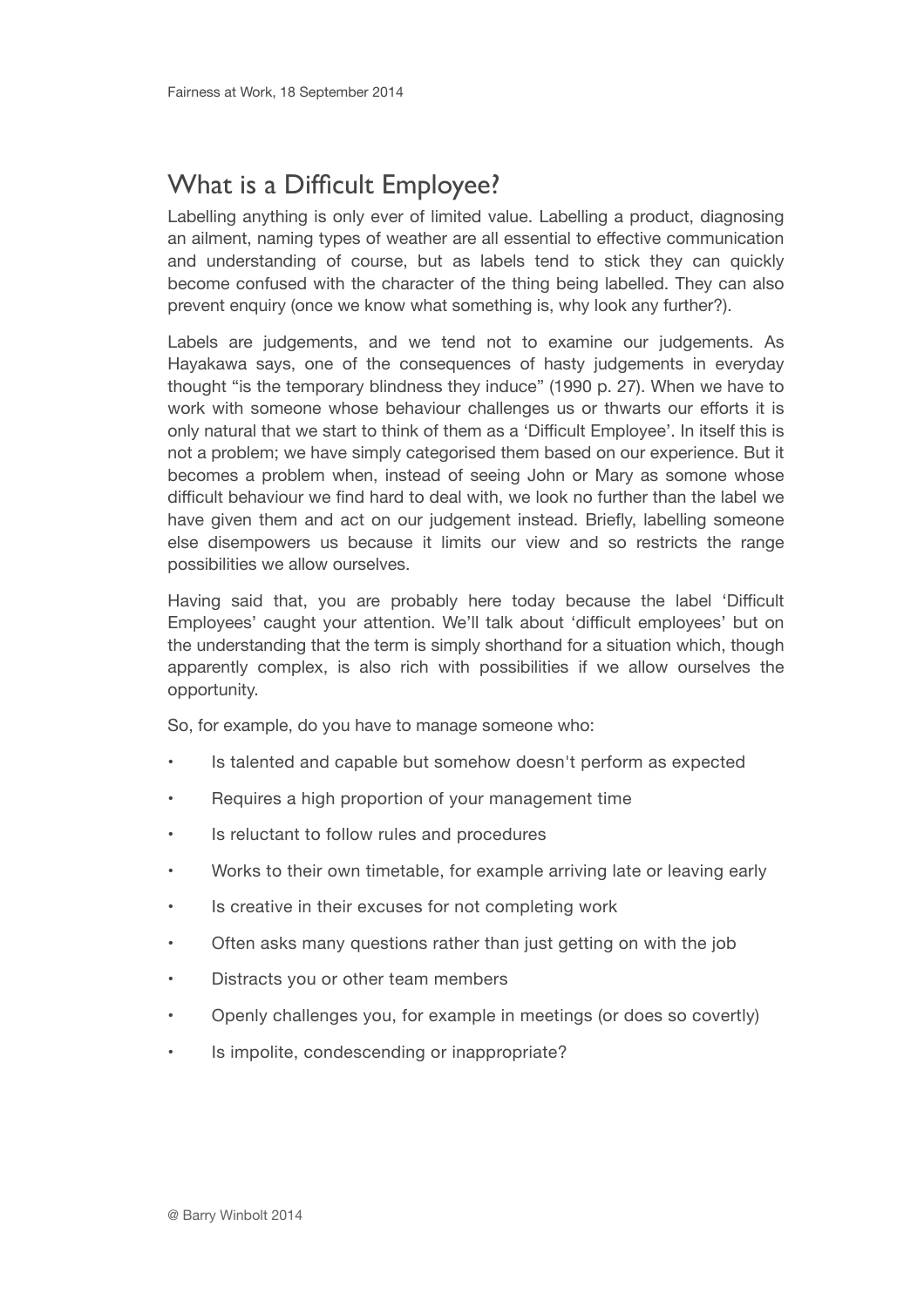# What is a Difficult Employee?

Labelling anything is only ever of limited value. Labelling a product, diagnosing an ailment, naming types of weather are all essential to effective communication and understanding of course, but as labels tend to stick they can quickly become confused with the character of the thing being labelled. They can also prevent enquiry (once we know what something is, why look any further?).

Labels are judgements, and we tend not to examine our judgements. As Hayakawa says, one of the consequences of hasty judgements in everyday thought "is the temporary blindness they induce" (1990 p. 27). When we have to work with someone whose behaviour challenges us or thwarts our efforts it is only natural that we start to think of them as a 'Difficult Employee'. In itself this is not a problem; we have simply categorised them based on our experience. But it becomes a problem when, instead of seeing John or Mary as somone whose difficult behaviour we find hard to deal with, we look no further than the label we have given them and act on our judgement instead. Briefly, labelling someone else disempowers us because it limits our view and so restricts the range possibilities we allow ourselves.

Having said that, you are probably here today because the label 'Difficult Employees' caught your attention. We'll talk about 'difficult employees' but on the understanding that the term is simply shorthand for a situation which, though apparently complex, is also rich with possibilities if we allow ourselves the opportunity.

So, for example, do you have to manage someone who:

- Is talented and capable but somehow doesn't perform as expected
- Requires a high proportion of your management time
- Is reluctant to follow rules and procedures
- Works to their own timetable, for example arriving late or leaving early
- Is creative in their excuses for not completing work
- Often asks many questions rather than just getting on with the job
- Distracts you or other team members
- Openly challenges you, for example in meetings (or does so covertly)
- Is impolite, condescending or inappropriate?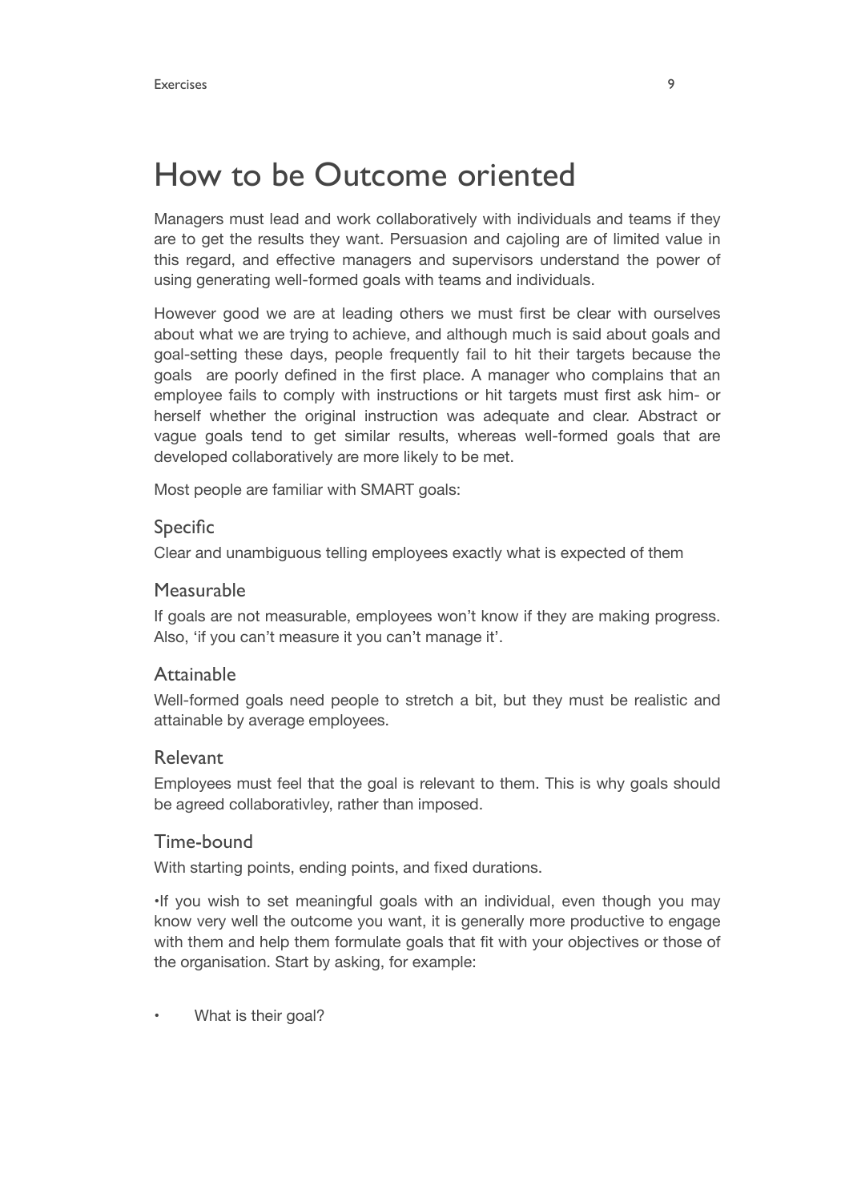# How to be Outcome oriented

Managers must lead and work collaboratively with individuals and teams if they are to get the results they want. Persuasion and cajoling are of limited value in this regard, and effective managers and supervisors understand the power of using generating well-formed goals with teams and individuals.

However good we are at leading others we must first be clear with ourselves about what we are trying to achieve, and although much is said about goals and goal-setting these days, people frequently fail to hit their targets because the goals  are poorly defined in the first place. A manager who complains that an employee fails to comply with instructions or hit targets must first ask him- or herself whether the original instruction was adequate and clear. Abstract or vague goals tend to get similar results, whereas well-formed goals that are developed collaboratively are more likely to be met.

Most people are familiar with SMART goals:

### Specific

Clear and unambiguous telling employees exactly what is expected of them

### Measurable

If goals are not measurable, employees won't know if they are making progress. Also, 'if you can't measure it you can't manage it'.

### Attainable

Well-formed goals need people to stretch a bit, but they must be realistic and attainable by average employees.

### Relevant

Employees must feel that the goal is relevant to them. This is why goals should be agreed collaborativley, rather than imposed.

### Time-bound

With starting points, ending points, and fixed durations.

•If you wish to set meaningful goals with an individual, even though you may know very well the outcome you want, it is generally more productive to engage with them and help them formulate goals that fit with your objectives or those of the organisation. Start by asking, for example:

- What is their goal?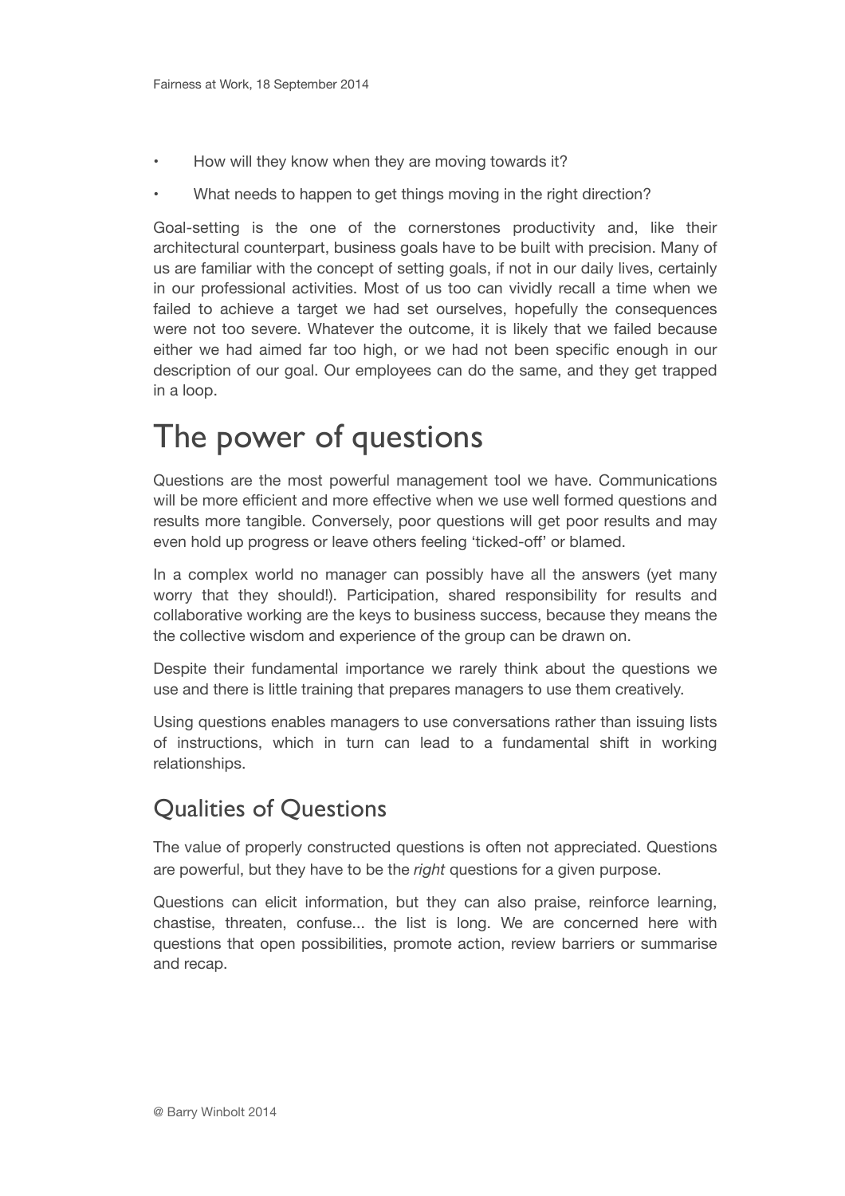- How will they know when they are moving towards it?
- What needs to happen to get things moving in the right direction?

Goal-setting is the one of the cornerstones productivity and, like their architectural counterpart, business goals have to be built with precision. Many of us are familiar with the concept of setting goals, if not in our daily lives, certainly in our professional activities. Most of us too can vividly recall a time when we failed to achieve a target we had set ourselves, hopefully the consequences were not too severe. Whatever the outcome, it is likely that we failed because either we had aimed far too high, or we had not been specific enough in our description of our goal. Our employees can do the same, and they get trapped in a loop.

# The power of questions

Questions are the most powerful management tool we have. Communications will be more efficient and more effective when we use well formed questions and results more tangible. Conversely, poor questions will get poor results and may even hold up progress or leave others feeling 'ticked-off' or blamed.

In a complex world no manager can possibly have all the answers (yet many worry that they should!). Participation, shared responsibility for results and collaborative working are the keys to business success, because they means the the collective wisdom and experience of the group can be drawn on.

Despite their fundamental importance we rarely think about the questions we use and there is little training that prepares managers to use them creatively.

Using questions enables managers to use conversations rather than issuing lists of instructions, which in turn can lead to a fundamental shift in working relationships.

## Qualities of Questions

The value of properly constructed questions is often not appreciated. Questions are powerful, but they have to be the *right* questions for a given purpose.

Questions can elicit information, but they can also praise, reinforce learning, chastise, threaten, confuse... the list is long. We are concerned here with questions that open possibilities, promote action, review barriers or summarise and recap.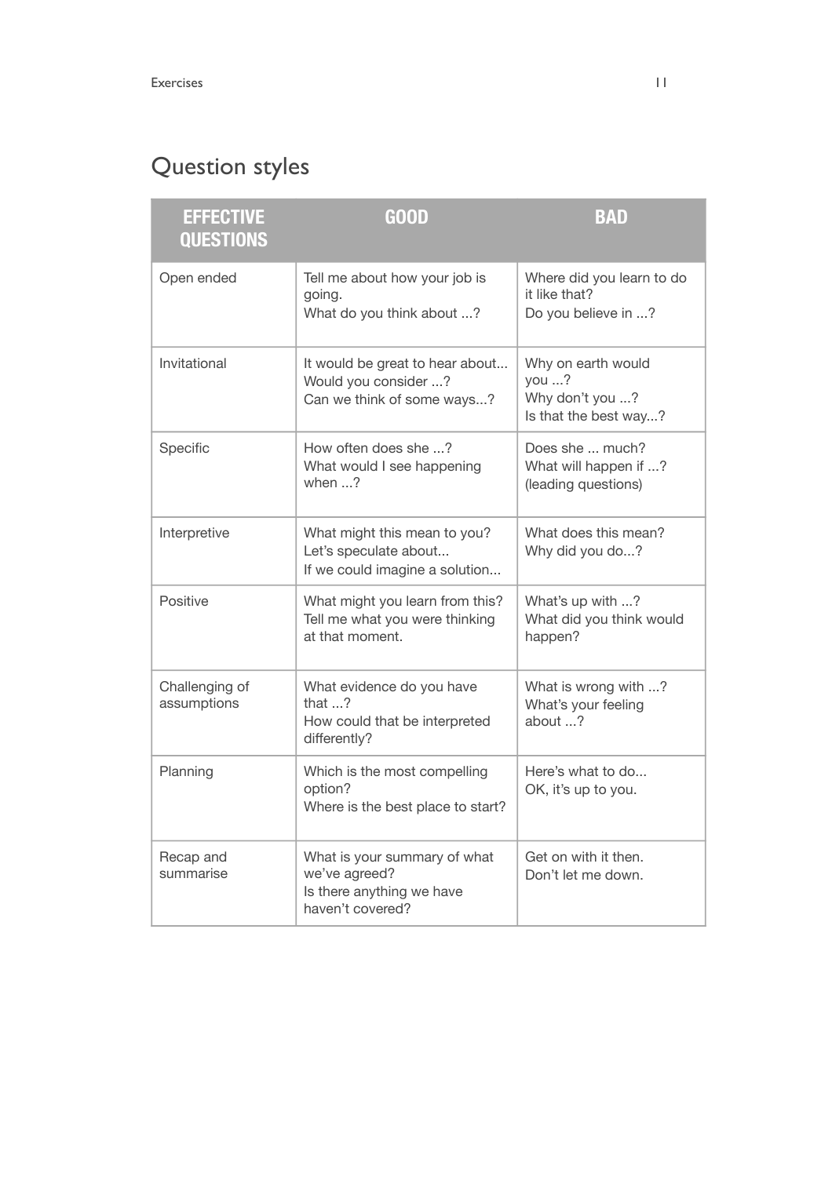# Question styles

| EFFECTIVE QUESTIONS | GOOD | BAD |
|---|---|---|
| Open ended | Tell me about how your job is going.<br>What do you think about ...? | Where did you learn to do it like that?<br>Do you believe in ...? |
| Invitational | It would be great to hear about...<br>Would you consider ...?<br>Can we think of some ways...? | Why on earth would you ...?<br>Why don't you ...?<br>Is that the best way...? |
| Specific | How often does she ...?<br>What would I see happening when ...? | Does she ... much?<br>What will happen if ...?<br>(leading questions) |
| Interpretive | What might this mean to you?<br>Let's speculate about...<br>If we could imagine a solution... | What does this mean?<br>Why did you do...? |
| Positive | What might you learn from this?<br>Tell me what you were thinking at that moment. | What's up with ...?<br>What did you think would happen? |
| Challenging of assumptions | What evidence do you have that ...?<br>How could that be interpreted differently? | What is wrong with ...?<br>What's your feeling about ...? |
| Planning | Which is the most compelling option?<br>Where is the best place to start? | Here's what to do...<br>OK, it's up to you. |
| Recap and summarise | What is your summary of what we've agreed?<br>Is there anything we have haven't covered? | Get on with it then.<br>Don't let me down. |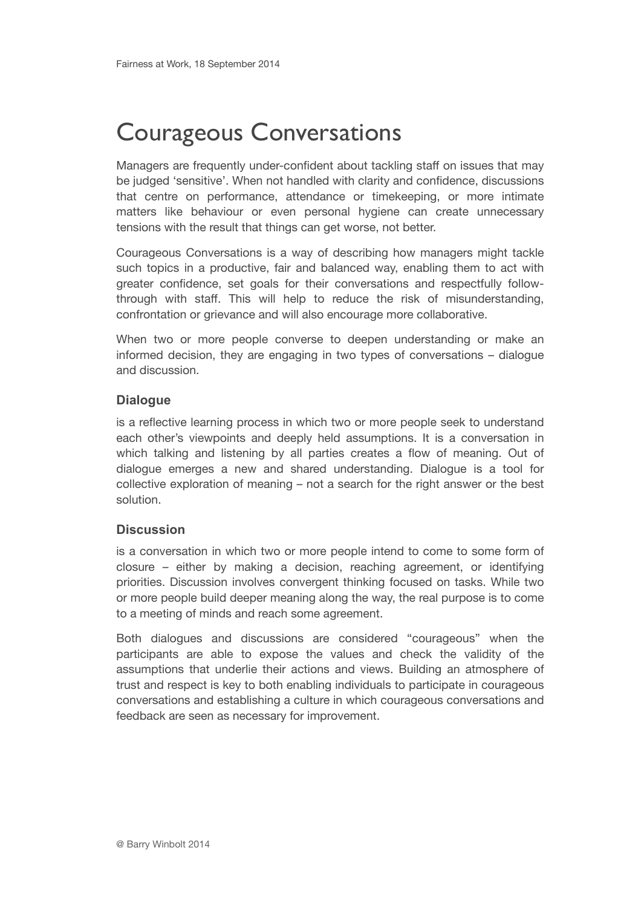# Courageous Conversations

Managers are frequently under-confident about tackling staff on issues that may be judged 'sensitive'. When not handled with clarity and confidence, discussions that centre on performance, attendance or timekeeping, or more intimate matters like behaviour or even personal hygiene can create unnecessary tensions with the result that things can get worse, not better.

Courageous Conversations is a way of describing how managers might tackle such topics in a productive, fair and balanced way, enabling them to act with greater confidence, set goals for their conversations and respectfully follow-through with staff. This will help to reduce the risk of misunderstanding, confrontation or grievance and will also encourage more collaborative.

When two or more people converse to deepen understanding or make an informed decision, they are engaging in two types of conversations – dialogue and discussion.

### Dialogue

is a reflective learning process in which two or more people seek to understand each other's viewpoints and deeply held assumptions. It is a conversation in which talking and listening by all parties creates a flow of meaning. Out of dialogue emerges a new and shared understanding. Dialogue is a tool for collective exploration of meaning – not a search for the right answer or the best solution.

### Discussion

is a conversation in which two or more people intend to come to some form of closure – either by making a decision, reaching agreement, or identifying priorities. Discussion involves convergent thinking focused on tasks. While two or more people build deeper meaning along the way, the real purpose is to come to a meeting of minds and reach some agreement.

Both dialogues and discussions are considered "courageous" when the participants are able to expose the values and check the validity of the assumptions that underlie their actions and views. Building an atmosphere of trust and respect is key to both enabling individuals to participate in courageous conversations and establishing a culture in which courageous conversations and feedback are seen as necessary for improvement.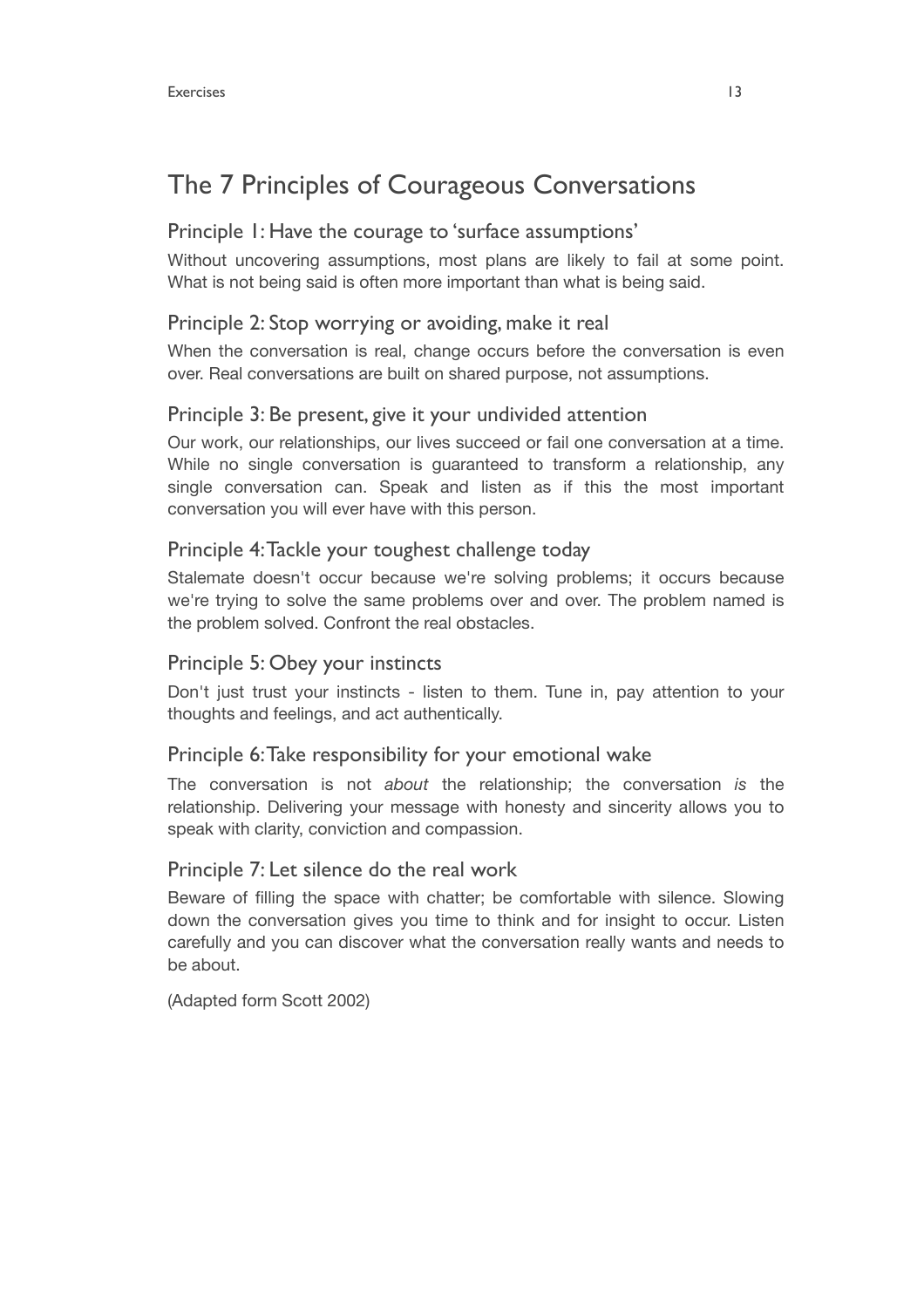# The 7 Principles of Courageous Conversations

## Principle 1: Have the courage to 'surface assumptions'

Without uncovering assumptions, most plans are likely to fail at some point. What is not being said is often more important than what is being said.

## Principle 2: Stop worrying or avoiding, make it real

When the conversation is real, change occurs before the conversation is even over. Real conversations are built on shared purpose, not assumptions.

## Principle 3: Be present, give it your undivided attention

Our work, our relationships, our lives succeed or fail one conversation at a time. While no single conversation is guaranteed to transform a relationship, any single conversation can. Speak and listen as if this the most important conversation you will ever have with this person.

## Principle 4: Tackle your toughest challenge today

Stalemate doesn't occur because we're solving problems; it occurs because we're trying to solve the same problems over and over. The problem named is the problem solved. Confront the real obstacles.

## Principle 5: Obey your instincts

Don't just trust your instincts - listen to them. Tune in, pay attention to your thoughts and feelings, and act authentically.

## Principle 6: Take responsibility for your emotional wake

The conversation is not *about* the relationship; the conversation *is* the relationship. Delivering your message with honesty and sincerity allows you to speak with clarity, conviction and compassion.

## Principle 7: Let silence do the real work

Beware of filling the space with chatter; be comfortable with silence. Slowing down the conversation gives you time to think and for insight to occur. Listen carefully and you can discover what the conversation really wants and needs to be about.

(Adapted form Scott 2002)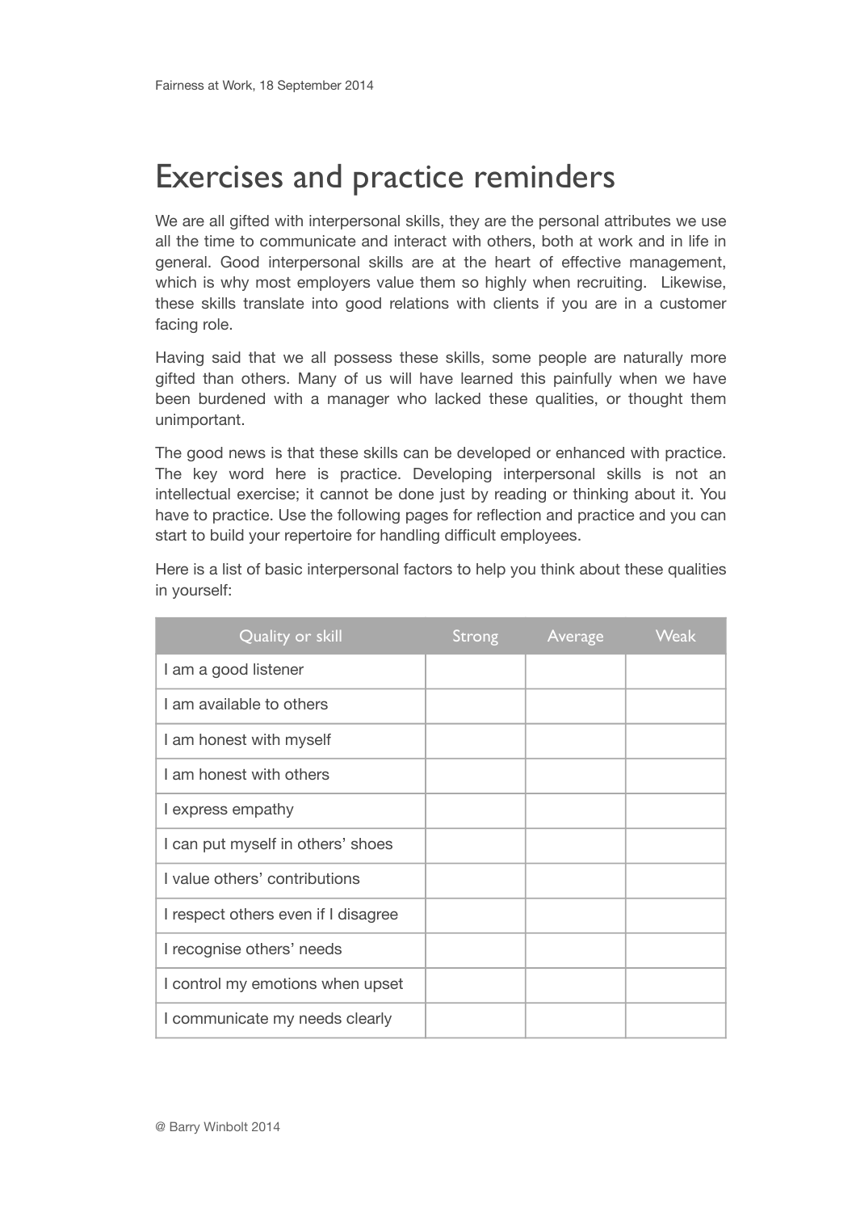# Exercises and practice reminders

We are all gifted with interpersonal skills, they are the personal attributes we use all the time to communicate and interact with others, both at work and in life in general. Good interpersonal skills are at the heart of effective management, which is why most employers value them so highly when recruiting. Likewise, these skills translate into good relations with clients if you are in a customer facing role.

Having said that we all possess these skills, some people are naturally more gifted than others. Many of us will have learned this painfully when we have been burdened with a manager who lacked these qualities, or thought them unimportant.

The good news is that these skills can be developed or enhanced with practice. The key word here is practice. Developing interpersonal skills is not an intellectual exercise; it cannot be done just by reading or thinking about it. You have to practice. Use the following pages for reflection and practice and you can start to build your repertoire for handling difficult employees.

Here is a list of basic interpersonal factors to help you think about these qualities in yourself:

| Quality or skill | Strong | Average | Weak |
|---|---|---|---|
| I am a good listener | | | |
| I am available to others | | | |
| I am honest with myself | | | |
| I am honest with others | | | |
| I express empathy | | | |
| I can put myself in others' shoes | | | |
| I value others' contributions | | | |
| I respect others even if I disagree | | | |
| I recognise others' needs | | | |
| I control my emotions when upset | | | |
| I communicate my needs clearly | | | |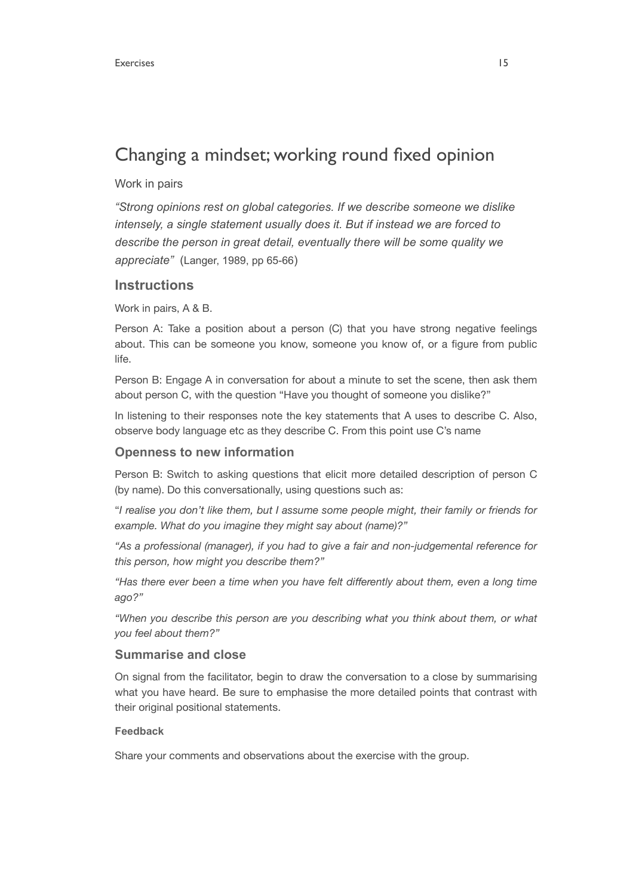# Changing a mindset; working round fixed opinion

Work in pairs

*"Strong opinions rest on global categories. If we describe someone we dislike intensely, a single statement usually does it. But if instead we are forced to describe the person in great detail, eventually there will be some quality we appreciate"* (Langer, 1989, pp 65-66)

## Instructions

Work in pairs, A & B.

Person A: Take a position about a person (C) that you have strong negative feelings about. This can be someone you know, someone you know of, or a figure from public life.

Person B: Engage A in conversation for about a minute to set the scene, then ask them about person C, with the question "Have you thought of someone you dislike?"

In listening to their responses note the key statements that A uses to describe C. Also, observe body language etc as they describe C. From this point use C's name

### Openness to new information

Person B: Switch to asking questions that elicit more detailed description of person C (by name). Do this conversationally, using questions such as:

"*I realise you don't like them, but I assume some people might, their family or friends for example. What do you imagine they might say about (name)?"*

*"As a professional (manager), if you had to give a fair and non-judgemental reference for this person, how might you describe them?"*

*"Has there ever been a time when you have felt differently about them, even a long time ago?"*

*"When you describe this person are you describing what you think about them, or what you feel about them?"*

### Summarise and close

On signal from the facilitator, begin to draw the conversation to a close by summarising what you have heard. Be sure to emphasise the more detailed points that contrast with their original positional statements.

#### Feedback

Share your comments and observations about the exercise with the group.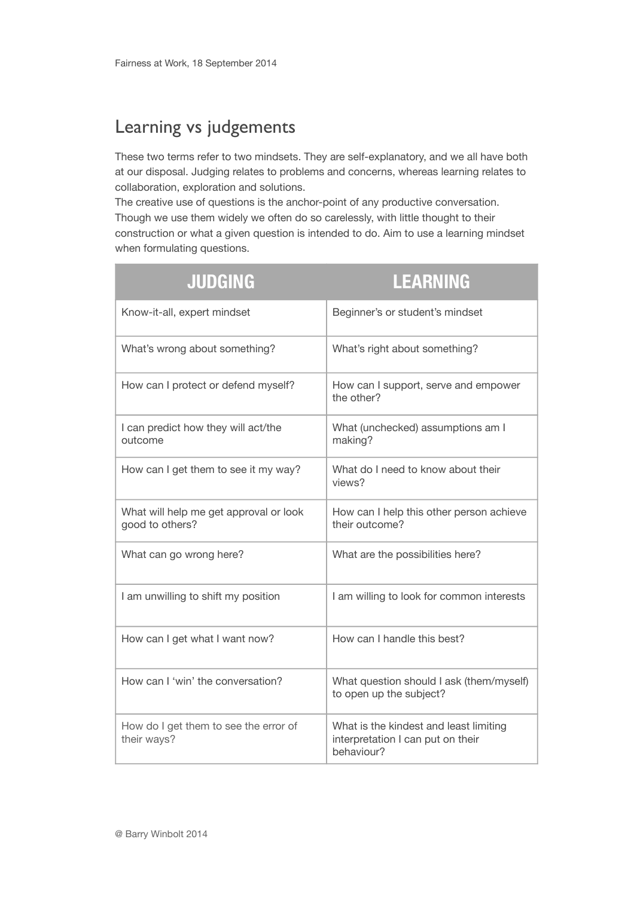## Learning vs judgements

These two terms refer to two mindsets. They are self-explanatory, and we all have both at our disposal. Judging relates to problems and concerns, whereas learning relates to collaboration, exploration and solutions.
The creative use of questions is the anchor-point of any productive conversation. Though we use them widely we often do so carelessly, with little thought to their construction or what a given question is intended to do. Aim to use a learning mindset when formulating questions.

| JUDGING | LEARNING |
|---|---|
| Know-it-all, expert mindset | Beginner's or student's mindset |
| What's wrong about something? | What's right about something? |
| How can I protect or defend myself? | How can I support, serve and empower the other? |
| I can predict how they will act/the outcome | What (unchecked) assumptions am I making? |
| How can I get them to see it my way? | What do I need to know about their views? |
| What will help me get approval or look good to others? | How can I help this other person achieve their outcome? |
| What can go wrong here? | What are the possibilities here? |
| I am unwilling to shift my position | I am willing to look for common interests |
| How can I get what I want now? | How can I handle this best? |
| How can I 'win' the conversation? | What question should I ask (them/myself) to open up the subject? |
| How do I get them to see the error of their ways? | What is the kindest and least limiting interpretation I can put on their behaviour? |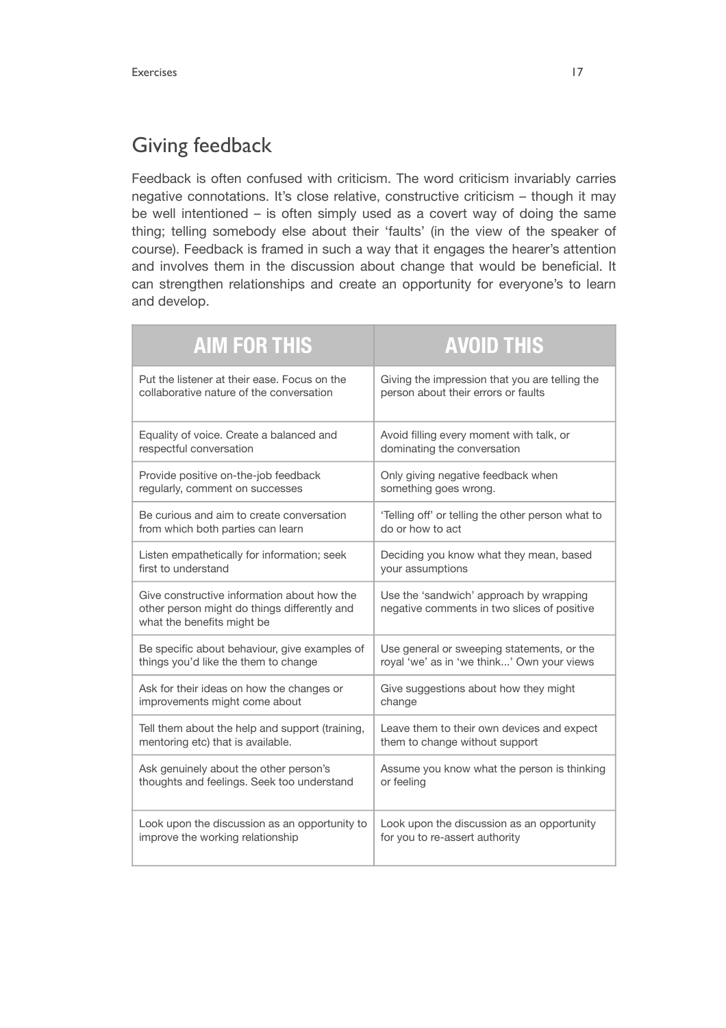## Giving feedback

Feedback is often confused with criticism. The word criticism invariably carries negative connotations. It's close relative, constructive criticism – though it may be well intentioned – is often simply used as a covert way of doing the same thing; telling somebody else about their 'faults' (in the view of the speaker of course). Feedback is framed in such a way that it engages the hearer's attention and involves them in the discussion about change that would be beneficial. It can strengthen relationships and create an opportunity for everyone's to learn and develop.

| AIM FOR THIS | AVOID THIS |
|---|---|
| Put the listener at their ease. Focus on the collaborative nature of the conversation | Giving the impression that you are telling the person about their errors or faults |
| Equality of voice. Create a balanced and respectful conversation | Avoid filling every moment with talk, or dominating the conversation |
| Provide positive on-the-job feedback regularly, comment on successes | Only giving negative feedback when something goes wrong. |
| Be curious and aim to create conversation from which both parties can learn | 'Telling off' or telling the other person what to do or how to act |
| Listen empathetically for information; seek first to understand | Deciding you know what they mean, based your assumptions |
| Give constructive information about how the other person might do things differently and what the benefits might be | Use the 'sandwich' approach by wrapping negative comments in two slices of positive |
| Be specific about behaviour, give examples of things you'd like the them to change | Use general or sweeping statements, or the royal 'we' as in 'we think...' Own your views |
| Ask for their ideas on how the changes or improvements might come about | Give suggestions about how they might change |
| Tell them about the help and support (training, mentoring etc) that is available. | Leave them to their own devices and expect them to change without support |
| Ask genuinely about the other person's thoughts and feelings. Seek too understand | Assume you know what the person is thinking or feeling |
| Look upon the discussion as an opportunity to improve the working relationship | Look upon the discussion as an opportunity for you to re-assert authority |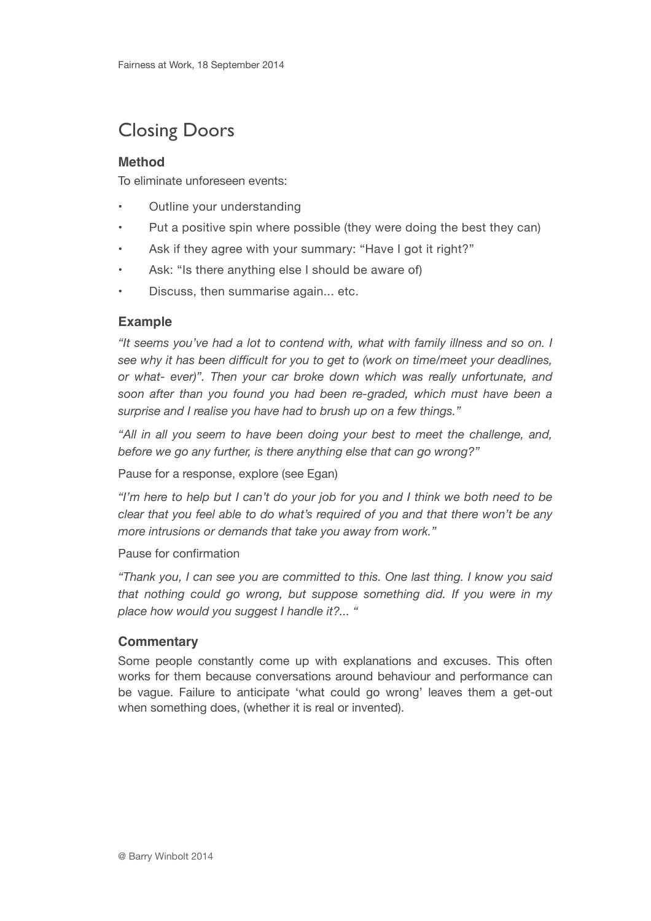# Closing Doors

### Method

To eliminate unforeseen events:

- Outline your understanding
- Put a positive spin where possible (they were doing the best they can)
- Ask if they agree with your summary: "Have I got it right?"
- Ask: "Is there anything else I should be aware of)
- Discuss, then summarise again... etc.

### Example

*"It seems you've had a lot to contend with, what with family illness and so on. I see why it has been difficult for you to get to (work on time/meet your deadlines, or what- ever)". Then your car broke down which was really unfortunate, and soon after than you found you had been re-graded, which must have been a surprise and I realise you have had to brush up on a few things."*

*"All in all you seem to have been doing your best to meet the challenge, and, before we go any further, is there anything else that can go wrong?"*

Pause for a response, explore (see Egan)

*"I'm here to help but I can't do your job for you and I think we both need to be clear that you feel able to do what's required of you and that there won't be any more intrusions or demands that take you away from work."*

Pause for confirmation

*"Thank you, I can see you are committed to this. One last thing. I know you said that nothing could go wrong, but suppose something did. If you were in my place how would you suggest I handle it?... "*

### Commentary

Some people constantly come up with explanations and excuses. This often works for them because conversations around behaviour and performance can be vague. Failure to anticipate 'what could go wrong' leaves them a get-out when something does, (whether it is real or invented).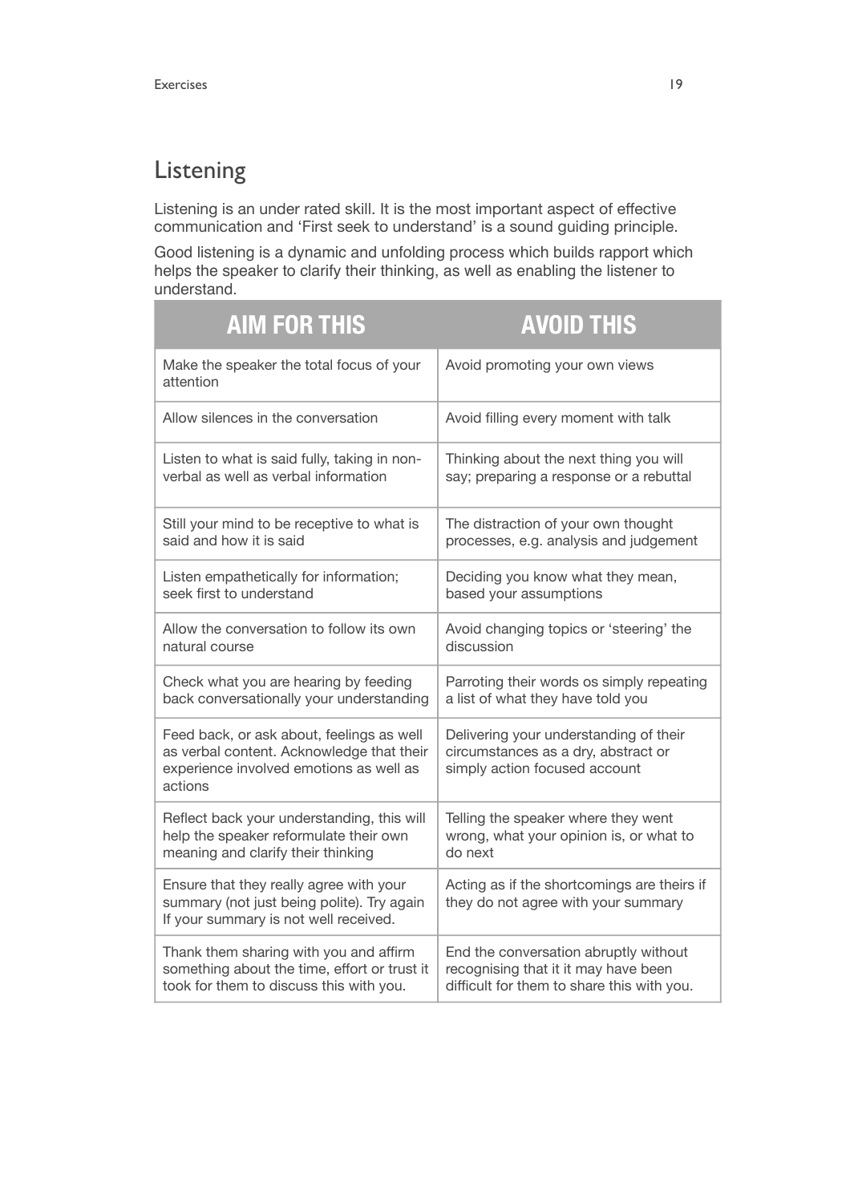## Listening

Listening is an under rated skill. It is the most important aspect of effective communication and 'First seek to understand' is a sound guiding principle.

Good listening is a dynamic and unfolding process which builds rapport which helps the speaker to clarify their thinking, as well as enabling the listener to understand.

| AIM FOR THIS | AVOID THIS |
|---|---|
| Make the speaker the total focus of your attention | Avoid promoting your own views |
| Allow silences in the conversation | Avoid filling every moment with talk |
| Listen to what is said fully, taking in non-verbal as well as verbal information | Thinking about the next thing you will say; preparing a response or a rebuttal |
| Still your mind to be receptive to what is said and how it is said | The distraction of your own thought processes, e.g. analysis and judgement |
| Listen empathetically for information; seek first to understand | Deciding you know what they mean, based your assumptions |
| Allow the conversation to follow its own natural course | Avoid changing topics or 'steering' the discussion |
| Check what you are hearing by feeding back conversationally your understanding | Parroting their words os simply repeating a list of what they have told you |
| Feed back, or ask about, feelings as well as verbal content. Acknowledge that their experience involved emotions as well as actions | Delivering your understanding of their circumstances as a dry, abstract or simply action focused account |
| Reflect back your understanding, this will help the speaker reformulate their own meaning and clarify their thinking | Telling the speaker where they went wrong, what your opinion is, or what to do next |
| Ensure that they really agree with your summary (not just being polite). Try again If your summary is not well received. | Acting as if the shortcomings are theirs if they do not agree with your summary |
| Thank them sharing with you and affirm something about the time, effort or trust it took for them to discuss this with you. | End the conversation abruptly without recognising that it it may have been difficult for them to share this with you. |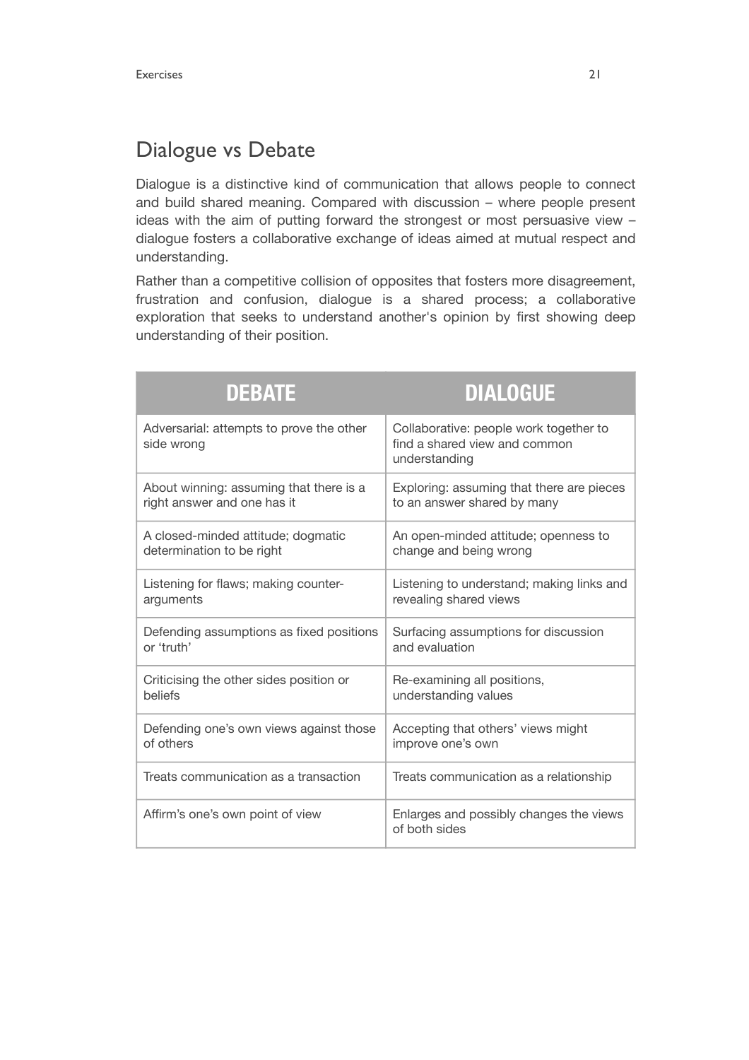## Dialogue vs Debate

Dialogue is a distinctive kind of communication that allows people to connect and build shared meaning. Compared with discussion – where people present ideas with the aim of putting forward the strongest or most persuasive view – dialogue fosters a collaborative exchange of ideas aimed at mutual respect and understanding.

Rather than a competitive collision of opposites that fosters more disagreement, frustration and confusion, dialogue is a shared process; a collaborative exploration that seeks to understand another's opinion by first showing deep understanding of their position.

| DEBATE | DIALOGUE |
|---|---|
| Adversarial: attempts to prove the other side wrong | Collaborative: people work together to find a shared view and common understanding |
| About winning: assuming that there is a right answer and one has it | Exploring: assuming that there are pieces to an answer shared by many |
| A closed-minded attitude; dogmatic determination to be right | An open-minded attitude; openness to change and being wrong |
| Listening for flaws; making counter-arguments | Listening to understand; making links and revealing shared views |
| Defending assumptions as fixed positions or 'truth' | Surfacing assumptions for discussion and evaluation |
| Criticising the other sides position or beliefs | Re-examining all positions, understanding values |
| Defending one's own views against those of others | Accepting that others' views might improve one's own |
| Treats communication as a transaction | Treats communication as a relationship |
| Affirm's one's own point of view | Enlarges and possibly changes the views of both sides |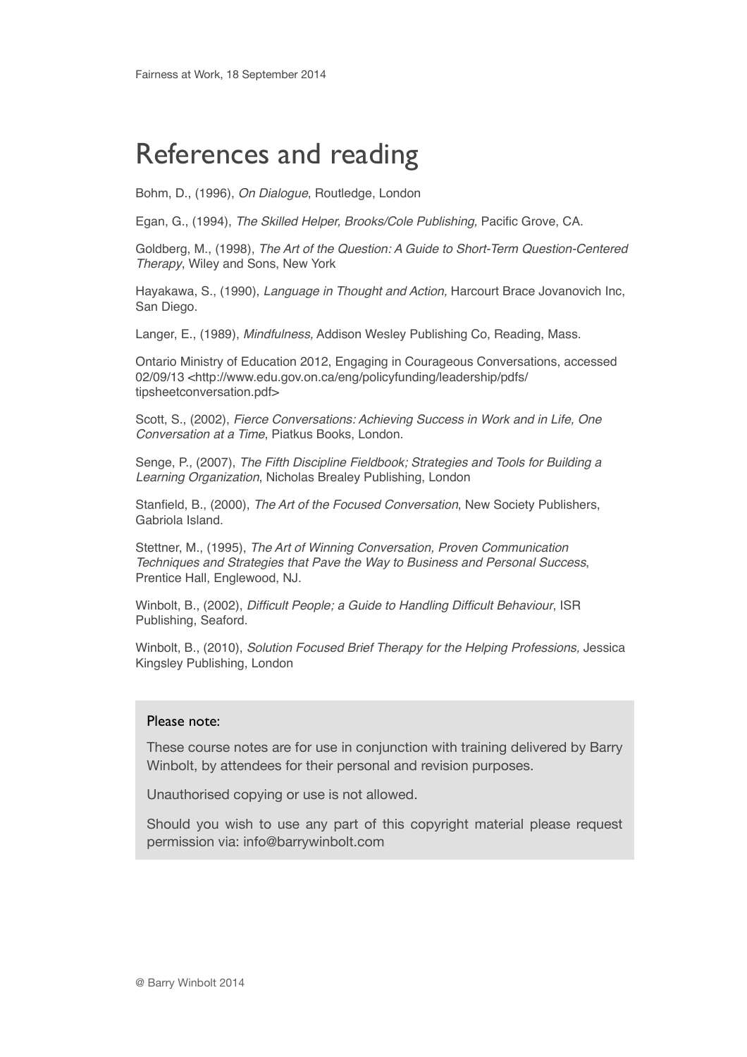# References and reading

Bohm, D., (1996), *On Dialogue*, Routledge, London

Egan, G., (1994), *The Skilled Helper, Brooks/Cole Publishing,* Pacific Grove, CA.

Goldberg, M., (1998), *The Art of the Question: A Guide to Short-Term Question-Centered Therapy*, Wiley and Sons, New York

Hayakawa, S., (1990), *Language in Thought and Action,* Harcourt Brace Jovanovich Inc, San Diego.

Langer, E., (1989), *Mindfulness,* Addison Wesley Publishing Co, Reading, Mass.

Ontario Ministry of Education 2012, Engaging in Courageous Conversations, accessed 02/09/13 <http://www.edu.gov.on.ca/eng/policyfunding/leadership/pdfs/tipsheetconversation.pdf>

Scott, S., (2002), *Fierce Conversations: Achieving Success in Work and in Life, One Conversation at a Time*, Piatkus Books, London.

Senge, P., (2007), *The Fifth Discipline Fieldbook; Strategies and Tools for Building a Learning Organization*, Nicholas Brealey Publishing, London

Stanfield, B., (2000), *The Art of the Focused Conversation*, New Society Publishers, Gabriola Island.

Stettner, M., (1995), *The Art of Winning Conversation, Proven Communication Techniques and Strategies that Pave the Way to Business and Personal Success*, Prentice Hall, Englewood, NJ.

Winbolt, B., (2002), *Difficult People; a Guide to Handling Difficult Behaviour*, ISR Publishing, Seaford.

Winbolt, B., (2010), *Solution Focused Brief Therapy for the Helping Professions,* Jessica Kingsley Publishing, London

Please note:

These course notes are for use in conjunction with training delivered by Barry Winbolt, by attendees for their personal and revision purposes.

Unauthorised copying or use is not allowed.

Should you wish to use any part of this copyright material please request permission via: info@barrywinbolt.com